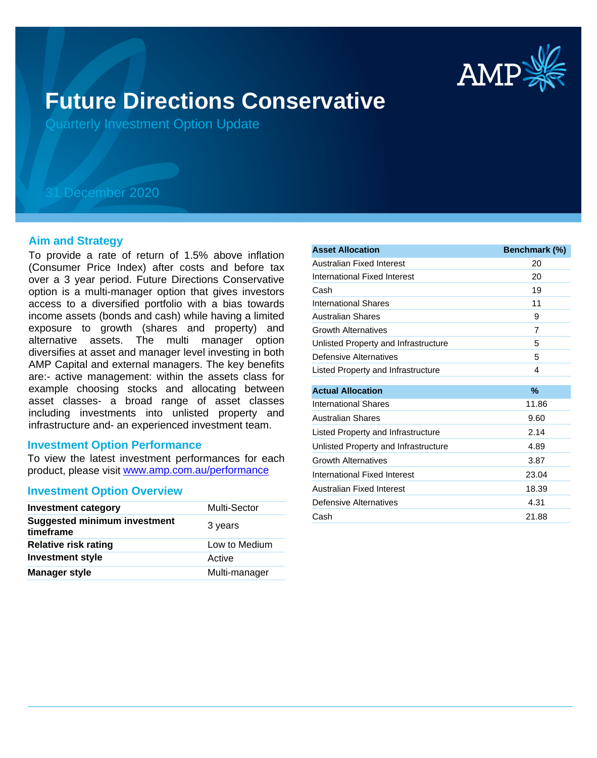# Future Directions Conservative

Quarterly Investment Option Update

31 December 2020

## Aim and Strategy

To provide a rate of return of 1.5% above inflation (Consumer Price Index) after costs and before tax over a 3 year period. Future Directions Conservative option is a multi-manager option that gives investors access to a diversified portfolio with a bias towards income assets (bonds and cash) while having a limited exposure to growth (shares and property) and alternative assets. The multi manager option diversifies at asset and manager level investing in both AMP Capital and external managers. The key benefits are:- active management: within the assets class for example choosing stocks and allocating between asset classes- a broad range of asset classes including investments into unlisted property and infrastructure and- an experienced investment team.

## Investment Option Performance

To view the latest investment performances for each product, please visit [www.amp.com.au/performance](www.amp.com.au/performance)

## Investment Option Overview

| | |
|---|---|
| **Investment category** | Multi-Sector |
| **Suggested minimum investment timeframe** | 3 years |
| **Relative risk rating** | Low to Medium |
| **Investment style** | Active |
| **Manager style** | Multi-manager |

| Asset Allocation | Benchmark (%) |
|---|---|
| Australian Fixed Interest | 20 |
| International Fixed Interest | 20 |
| Cash | 19 |
| International Shares | 11 |
| Australian Shares | 9 |
| Growth Alternatives | 7 |
| Unlisted Property and Infrastructure | 5 |
| Defensive Alternatives | 5 |
| Listed Property and Infrastructure | 4 |

| Actual Allocation | % |
|---|---|
| International Shares | 11.86 |
| Australian Shares | 9.60 |
| Listed Property and Infrastructure | 2.14 |
| Unlisted Property and Infrastructure | 4.89 |
| Growth Alternatives | 3.87 |
| International Fixed Interest | 23.04 |
| Australian Fixed Interest | 18.39 |
| Defensive Alternatives | 4.31 |
| Cash | 21.88 |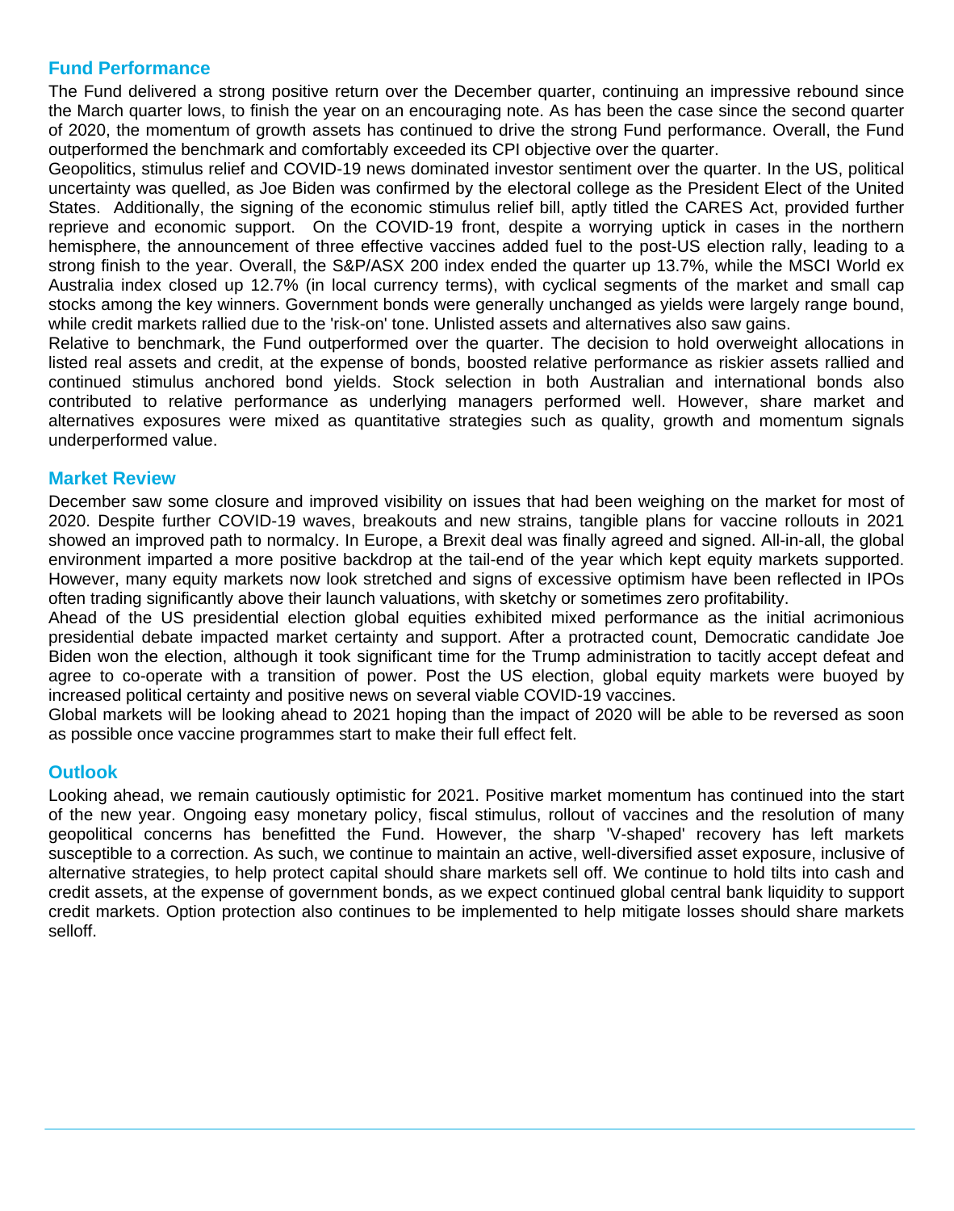## Fund Performance

The Fund delivered a strong positive return over the December quarter, continuing an impressive rebound since the March quarter lows, to finish the year on an encouraging note. As has been the case since the second quarter of 2020, the momentum of growth assets has continued to drive the strong Fund performance. Overall, the Fund outperformed the benchmark and comfortably exceeded its CPI objective over the quarter.

Geopolitics, stimulus relief and COVID-19 news dominated investor sentiment over the quarter. In the US, political uncertainty was quelled, as Joe Biden was confirmed by the electoral college as the President Elect of the United States. Additionally, the signing of the economic stimulus relief bill, aptly titled the CARES Act, provided further reprieve and economic support. On the COVID-19 front, despite a worrying uptick in cases in the northern hemisphere, the announcement of three effective vaccines added fuel to the post-US election rally, leading to a strong finish to the year. Overall, the S&P/ASX 200 index ended the quarter up 13.7%, while the MSCI World ex Australia index closed up 12.7% (in local currency terms), with cyclical segments of the market and small cap stocks among the key winners. Government bonds were generally unchanged as yields were largely range bound, while credit markets rallied due to the 'risk-on' tone. Unlisted assets and alternatives also saw gains.

Relative to benchmark, the Fund outperformed over the quarter. The decision to hold overweight allocations in listed real assets and credit, at the expense of bonds, boosted relative performance as riskier assets rallied and continued stimulus anchored bond yields. Stock selection in both Australian and international bonds also contributed to relative performance as underlying managers performed well. However, share market and alternatives exposures were mixed as quantitative strategies such as quality, growth and momentum signals underperformed value.

## Market Review

December saw some closure and improved visibility on issues that had been weighing on the market for most of 2020. Despite further COVID-19 waves, breakouts and new strains, tangible plans for vaccine rollouts in 2021 showed an improved path to normalcy. In Europe, a Brexit deal was finally agreed and signed. All-in-all, the global environment imparted a more positive backdrop at the tail-end of the year which kept equity markets supported. However, many equity markets now look stretched and signs of excessive optimism have been reflected in IPOs often trading significantly above their launch valuations, with sketchy or sometimes zero profitability.

Ahead of the US presidential election global equities exhibited mixed performance as the initial acrimonious presidential debate impacted market certainty and support. After a protracted count, Democratic candidate Joe Biden won the election, although it took significant time for the Trump administration to tacitly accept defeat and agree to co-operate with a transition of power. Post the US election, global equity markets were buoyed by increased political certainty and positive news on several viable COVID-19 vaccines.

Global markets will be looking ahead to 2021 hoping than the impact of 2020 will be able to be reversed as soon as possible once vaccine programmes start to make their full effect felt.

## Outlook

Looking ahead, we remain cautiously optimistic for 2021. Positive market momentum has continued into the start of the new year. Ongoing easy monetary policy, fiscal stimulus, rollout of vaccines and the resolution of many geopolitical concerns has benefitted the Fund. However, the sharp 'V-shaped' recovery has left markets susceptible to a correction. As such, we continue to maintain an active, well-diversified asset exposure, inclusive of alternative strategies, to help protect capital should share markets sell off. We continue to hold tilts into cash and credit assets, at the expense of government bonds, as we expect continued global central bank liquidity to support credit markets. Option protection also continues to be implemented to help mitigate losses should share markets selloff.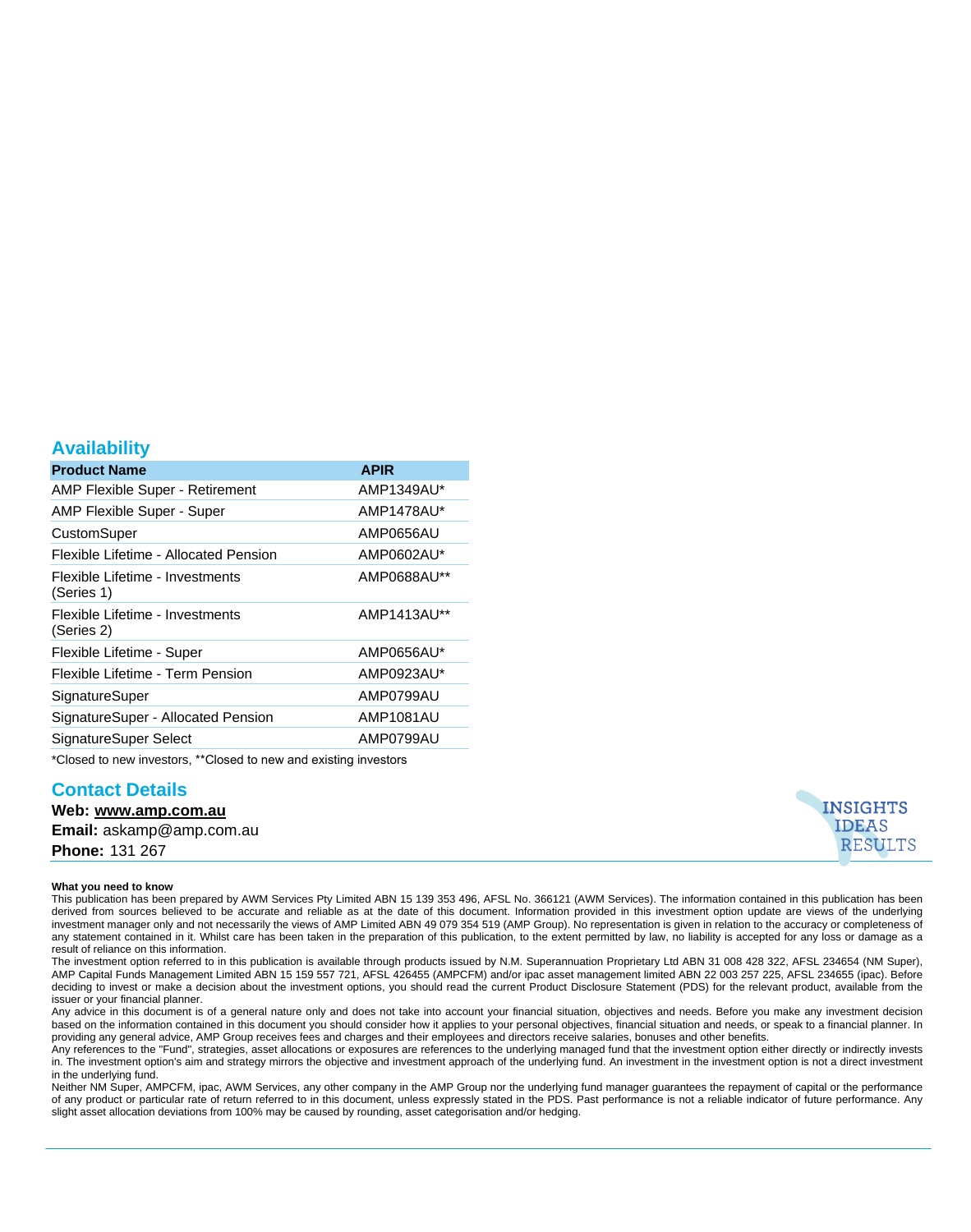## Availability

| Product Name | APIR |
| --- | --- |
| AMP Flexible Super - Retirement | AMP1349AU* |
| AMP Flexible Super - Super | AMP1478AU* |
| CustomSuper | AMP0656AU |
| Flexible Lifetime - Allocated Pension | AMP0602AU* |
| Flexible Lifetime - Investments (Series 1) | AMP0688AU** |
| Flexible Lifetime - Investments (Series 2) | AMP1413AU** |
| Flexible Lifetime - Super | AMP0656AU* |
| Flexible Lifetime - Term Pension | AMP0923AU* |
| SignatureSuper | AMP0799AU |
| SignatureSuper - Allocated Pension | AMP1081AU |
| SignatureSuper Select | AMP0799AU |

*Closed to new investors, **Closed to new and existing investors

## Contact Details

**Web:** **www.amp.com.au**
**Email:** askamp@amp.com.au
**Phone:** 131 267

INSIGHTS
IDEAS
RESULTS

**What you need to know**

This publication has been prepared by AWM Services Pty Limited ABN 15 139 353 496, AFSL No. 366121 (AWM Services). The information contained in this publication has been derived from sources believed to be accurate and reliable as at the date of this document. Information provided in this investment option update are views of the underlying investment manager only and not necessarily the views of AMP Limited ABN 49 079 354 519 (AMP Group). No representation is given in relation to the accuracy or completeness of any statement contained in it. Whilst care has been taken in the preparation of this publication, to the extent permitted by law, no liability is accepted for any loss or damage as a result of reliance on this information.

The investment option referred to in this publication is available through products issued by N.M. Superannuation Proprietary Ltd ABN 31 008 428 322, AFSL 234654 (NM Super), AMP Capital Funds Management Limited ABN 15 159 557 721, AFSL 426455 (AMPCFM) and/or ipac asset management limited ABN 22 003 257 225, AFSL 234655 (ipac). Before deciding to invest or make a decision about the investment options, you should read the current Product Disclosure Statement (PDS) for the relevant product, available from the issuer or your financial planner.

Any advice in this document is of a general nature only and does not take into account your financial situation, objectives and needs. Before you make any investment decision based on the information contained in this document you should consider how it applies to your personal objectives, financial situation and needs, or speak to a financial planner. In providing any general advice, AMP Group receives fees and charges and their employees and directors receive salaries, bonuses and other benefits.

Any references to the "Fund", strategies, asset allocations or exposures are references to the underlying managed fund that the investment option either directly or indirectly invests in. The investment option's aim and strategy mirrors the objective and investment approach of the underlying fund. An investment in the investment option is not a direct investment in the underlying fund.

Neither NM Super, AMPCFM, ipac, AWM Services, any other company in the AMP Group nor the underlying fund manager guarantees the repayment of capital or the performance of any product or particular rate of return referred to in this document, unless expressly stated in the PDS. Past performance is not a reliable indicator of future performance. Any slight asset allocation deviations from 100% may be caused by rounding, asset categorisation and/or hedging.